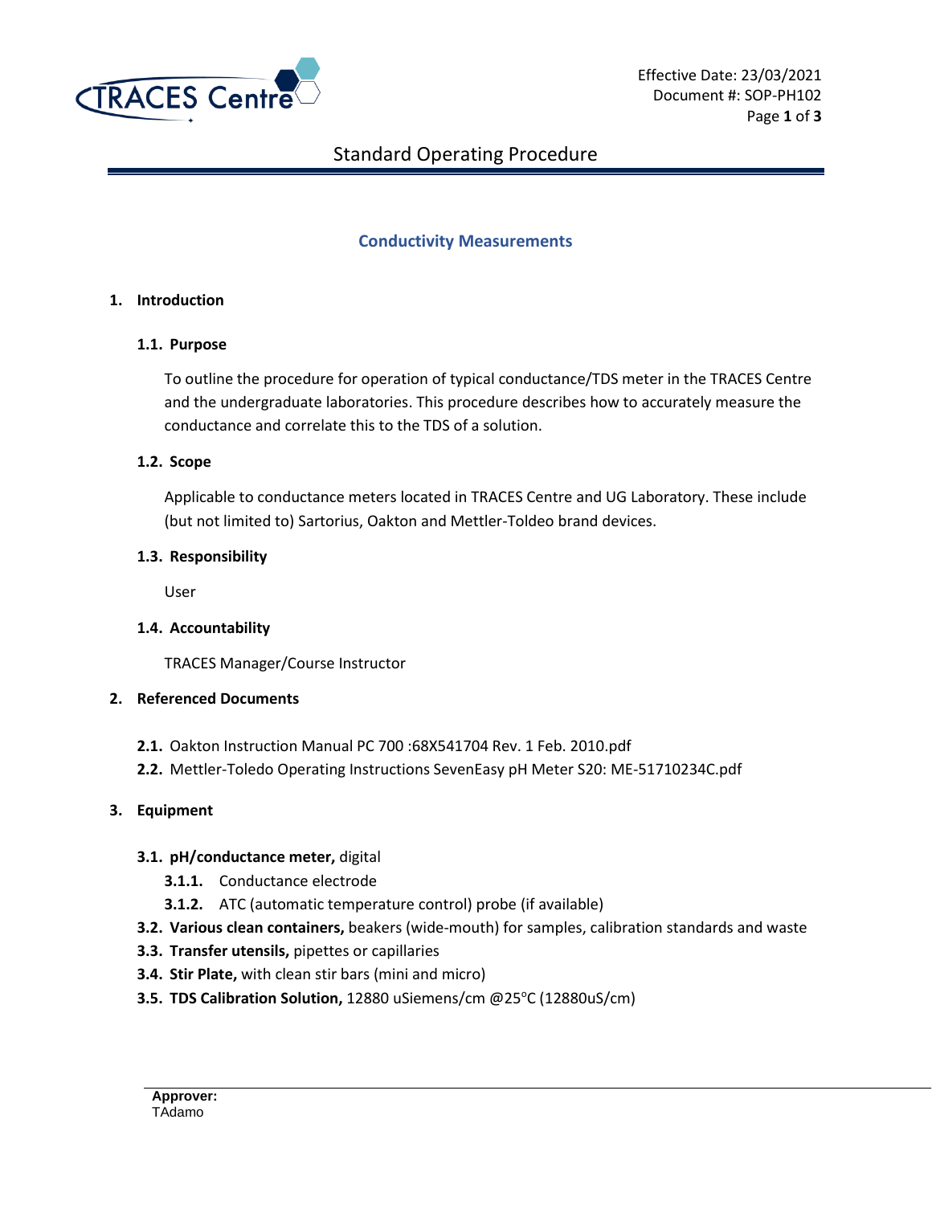# Standard Operating Procedure

## Conductivity Measurements

### 1. Introduction

#### 1.1. Purpose

To outline the procedure for operation of typical conductance/TDS meter in the TRACES Centre and the undergraduate laboratories. This procedure describes how to accurately measure the conductance and correlate this to the TDS of a solution.

#### 1.2. Scope

Applicable to conductance meters located in TRACES Centre and UG Laboratory. These include (but not limited to) Sartorius, Oakton and Mettler-Toldeo brand devices.

#### 1.3. Responsibility

User

#### 1.4. Accountability

TRACES Manager/Course Instructor

### 2. Referenced Documents

**2.1.** Oakton Instruction Manual PC 700 :68X541704 Rev. 1 Feb. 2010.pdf

**2.2.** Mettler-Toledo Operating Instructions SevenEasy pH Meter S20: ME-51710234C.pdf

### 3. Equipment

**3.1. pH/conductance meter,** digital

- **3.1.1.** Conductance electrode
- **3.1.2.** ATC (automatic temperature control) probe (if available)

**3.2. Various clean containers,** beakers (wide-mouth) for samples, calibration standards and waste

**3.3. Transfer utensils,** pipettes or capillaries

**3.4. Stir Plate,** with clean stir bars (mini and micro)

**3.5. TDS Calibration Solution,** 12880 uSiemens/cm @25$^{o}$C (12880uS/cm)

**Approver:**
TAdamo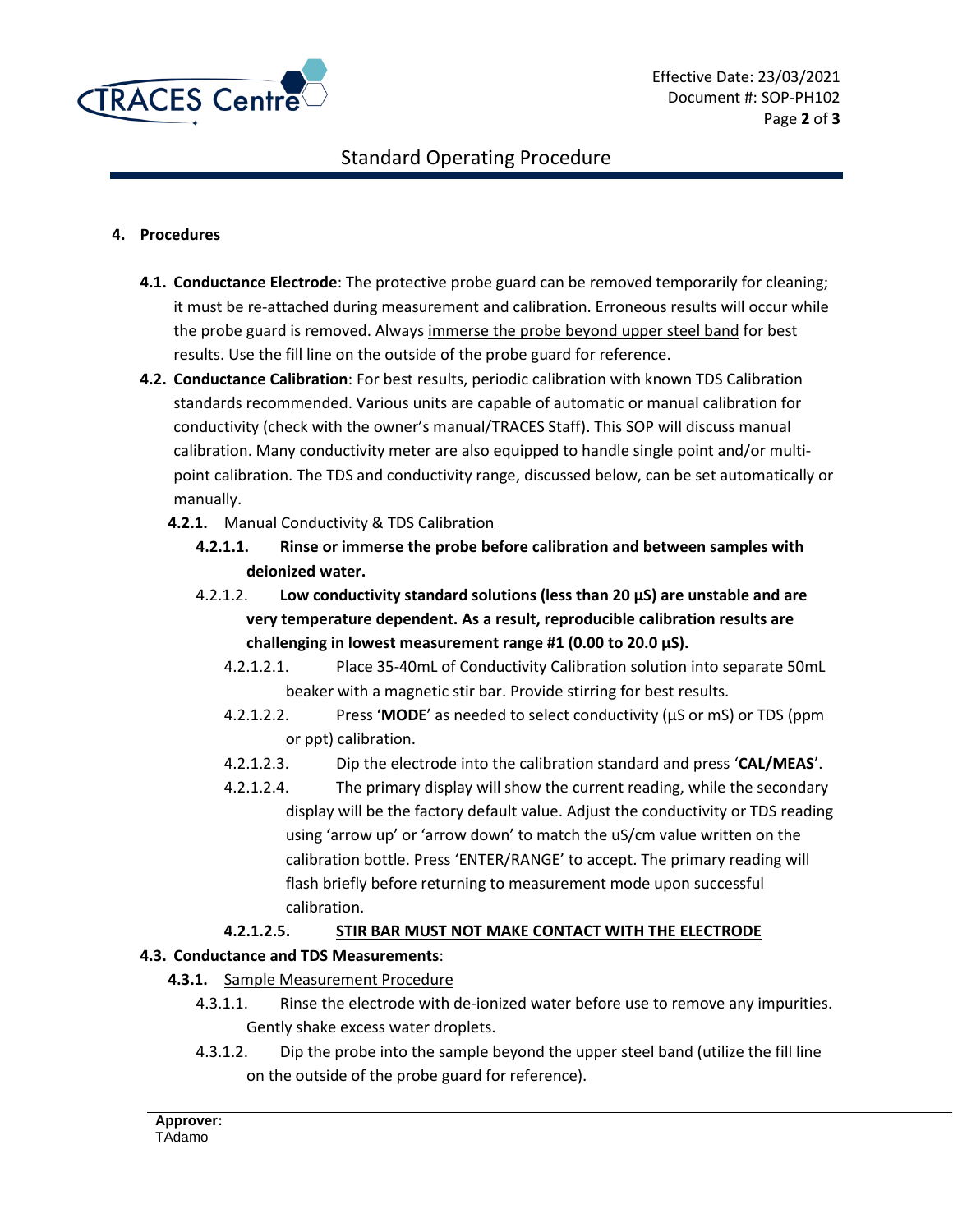## 4. Procedures

**4.1. Conductance Electrode**: The protective probe guard can be removed temporarily for cleaning; it must be re-attached during measurement and calibration. Erroneous results will occur while the probe guard is removed. Always <u>immerse the probe beyond upper steel band</u> for best results. Use the fill line on the outside of the probe guard for reference.

**4.2. Conductance Calibration**: For best results, periodic calibration with known TDS Calibration standards recommended. Various units are capable of automatic or manual calibration for conductivity (check with the owner's manual/TRACES Staff). This SOP will discuss manual calibration. Many conductivity meter are also equipped to handle single point and/or multi-point calibration. The TDS and conductivity range, discussed below, can be set automatically or manually.

**4.2.1.** <u>Manual Conductivity & TDS Calibration</u>

**4.2.1.1. Rinse or immerse the probe before calibration and between samples with deionized water.**

4.2.1.2. **Low conductivity standard solutions (less than 20 µS) are unstable and are very temperature dependent. As a result, reproducible calibration results are challenging in lowest measurement range #1 (0.00 to 20.0 µS).**

4.2.1.2.1. Place 35-40mL of Conductivity Calibration solution into separate 50mL beaker with a magnetic stir bar. Provide stirring for best results.

4.2.1.2.2. Press '**MODE**' as needed to select conductivity (µS or mS) or TDS (ppm or ppt) calibration.

4.2.1.2.3. Dip the electrode into the calibration standard and press '**CAL/MEAS**'.

4.2.1.2.4. The primary display will show the current reading, while the secondary display will be the factory default value. Adjust the conductivity or TDS reading using 'arrow up' or 'arrow down' to match the uS/cm value written on the calibration bottle. Press 'ENTER/RANGE' to accept. The primary reading will flash briefly before returning to measurement mode upon successful calibration.

**4.2.1.2.5. <u>STIR BAR MUST NOT MAKE CONTACT WITH THE ELECTRODE</u>**

**4.3. Conductance and TDS Measurements**:

**4.3.1.** <u>Sample Measurement Procedure</u>

4.3.1.1. Rinse the electrode with de-ionized water before use to remove any impurities. Gently shake excess water droplets.

4.3.1.2. Dip the probe into the sample beyond the upper steel band (utilize the fill line on the outside of the probe guard for reference).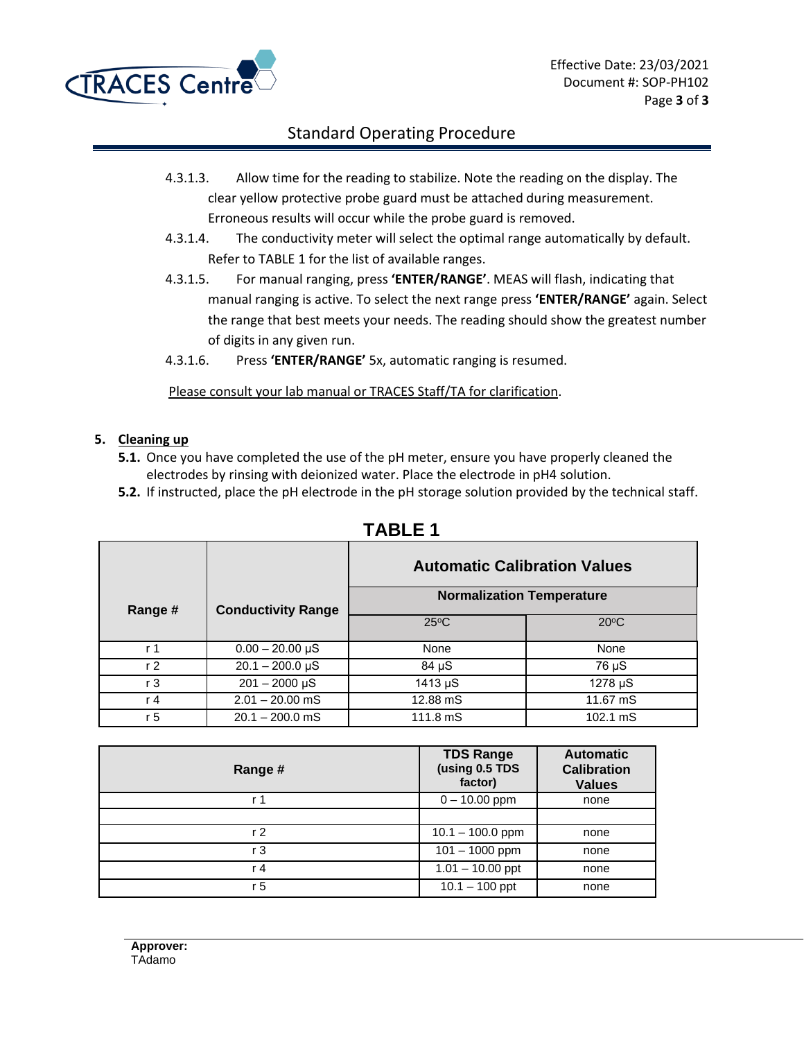4.3.1.3. Allow time for the reading to stabilize. Note the reading on the display. The clear yellow protective probe guard must be attached during measurement. Erroneous results will occur while the probe guard is removed.

4.3.1.4. The conductivity meter will select the optimal range automatically by default. Refer to TABLE 1 for the list of available ranges.

4.3.1.5. For manual ranging, press **'ENTER/RANGE'**. MEAS will flash, indicating that manual ranging is active. To select the next range press **'ENTER/RANGE'** again. Select the range that best meets your needs. The reading should show the greatest number of digits in any given run.

4.3.1.6. Press **'ENTER/RANGE'** 5x, automatic ranging is resumed.

Please consult your lab manual or TRACES Staff/TA for clarification.

## 5. Cleaning up

**5.1.** Once you have completed the use of the pH meter, ensure you have properly cleaned the electrodes by rinsing with deionized water. Place the electrode in pH4 solution.

**5.2.** If instructed, place the pH electrode in the pH storage solution provided by the technical staff.

## TABLE 1

| Range # | Conductivity Range | Automatic Calibration Values | |
|---|---|---|---|
| | | Normalization Temperature | |
| | | 25°C | 20°C |
| r 1 | 0.00 – 20.00 µS | None | None |
| r 2 | 20.1 – 200.0 µS | 84 µS | 76 µS |
| r 3 | 201 – 2000 µS | 1413 µS | 1278 µS |
| r 4 | 2.01 – 20.00 mS | 12.88 mS | 11.67 mS |
| r 5 | 20.1 – 200.0 mS | 111.8 mS | 102.1 mS |

| Range # | TDS Range (using 0.5 TDS factor) | Automatic Calibration Values |
|---|---|---|
| r 1 | 0 – 10.00 ppm | none |
| | | |
| r 2 | 10.1 – 100.0 ppm | none |
| r 3 | 101 – 1000 ppm | none |
| r 4 | 1.01 – 10.00 ppt | none |
| r 5 | 10.1 – 100 ppt | none |

**Approver:**
TAdamo